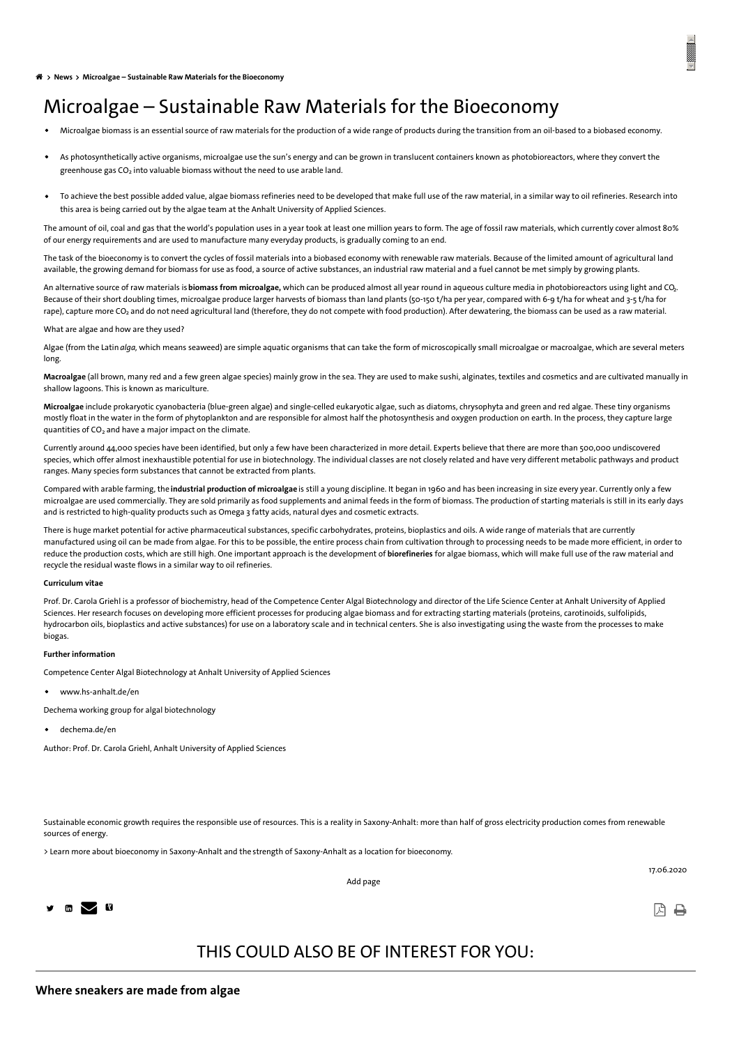> News > Microalgae – Sustainable Raw Materials for the Bioeconomy

# Microalgae – Sustainable Raw Materials for the Bioeconomy

- Microalgae biomass is an essential source of raw materials for the production of a wide range of products during the transition from an oil-based to a biobased economy.
- As photosynthetically active organisms, microalgae use the sun's energy and can be grown in translucent containers known as photobioreactors, where they convert the greenhouse gas $CO_2$ into valuable biomass without the need to use arable land.
- To achieve the best possible added value, algae biomass refineries need to be developed that make full use of the raw material, in a similar way to oil refineries. Research into this area is being carried out by the algae team at the Anhalt University of Applied Sciences.

The amount of oil, coal and gas that the world's population uses in a year took at least one million years to form. The age of fossil raw materials, which currently cover almost 80% of our energy requirements and are used to manufacture many everyday products, is gradually coming to an end.

The task of the bioeconomy is to convert the cycles of fossil materials into a biobased economy with renewable raw materials. Because of the limited amount of agricultural land available, the growing demand for biomass for use as food, a source of active substances, an industrial raw material and a fuel cannot be met simply by growing plants.

An alternative source of raw materials is **biomass from microalgae,** which can be produced almost all year round in aqueous culture media in photobioreactors using light and $CO_2$. Because of their short doubling times, microalgae produce larger harvests of biomass than land plants (50-150 t/ha per year, compared with 6-9 t/ha for wheat and 3-5 t/ha for rape), capture more $CO_2$ and do not need agricultural land (therefore, they do not compete with food production). After dewatering, the biomass can be used as a raw material.

What are algae and how are they used?

Algae (from the Latin *alga,* which means seaweed) are simple aquatic organisms that can take the form of microscopically small microalgae or macroalgae, which are several meters long.

**Macroalgae** (all brown, many red and a few green algae species) mainly grow in the sea. They are used to make sushi, alginates, textiles and cosmetics and are cultivated manually in shallow lagoons. This is known as mariculture.

**Microalgae** include prokaryotic cyanobacteria (blue-green algae) and single-celled eukaryotic algae, such as diatoms, chrysophyta and green and red algae. These tiny organisms mostly float in the water in the form of phytoplankton and are responsible for almost half the photosynthesis and oxygen production on earth. In the process, they capture large quantities of $CO_2$ and have a major impact on the climate.

Currently around 44,000 species have been identified, but only a few have been characterized in more detail. Experts believe that there are more than 500,000 undiscovered species, which offer almost inexhaustible potential for use in biotechnology. The individual classes are not closely related and have very different metabolic pathways and product ranges. Many species form substances that cannot be extracted from plants.

Compared with arable farming, the **industrial production of microalgae** is still a young discipline. It began in 1960 and has been increasing in size every year. Currently only a few microalgae are used commercially. They are sold primarily as food supplements and animal feeds in the form of biomass. The production of starting materials is still in its early days and is restricted to high-quality products such as Omega 3 fatty acids, natural dyes and cosmetic extracts.

There is huge market potential for active pharmaceutical substances, specific carbohydrates, proteins, bioplastics and oils. A wide range of materials that are currently manufactured using oil can be made from algae. For this to be possible, the entire process chain from cultivation through to processing needs to be made more efficient, in order to reduce the production costs, which are still high. One important approach is the development of **biorefineries** for algae biomass, which will make full use of the raw material and recycle the residual waste flows in a similar way to oil refineries.

**Curriculum vitae**

Prof. Dr. Carola Griehl is a professor of biochemistry, head of the Competence Center Algal Biotechnology and director of the Life Science Center at Anhalt University of Applied Sciences. Her research focuses on developing more efficient processes for producing algae biomass and for extracting starting materials (proteins, carotinoids, sulfolipids, hydrocarbon oils, bioplastics and active substances) for use on a laboratory scale and in technical centers. She is also investigating using the waste from the processes to make biogas.

**Further information**

Competence Center Algal Biotechnology at Anhalt University of Applied Sciences

- www.hs-anhalt.de/en

Dechema working group for algal biotechnology

- dechema.de/en

Author: Prof. Dr. Carola Griehl, Anhalt University of Applied Sciences

Sustainable economic growth requires the responsible use of resources. This is a reality in Saxony-Anhalt: more than half of gross electricity production comes from renewable sources of energy.

> Learn more about bioeconomy in Saxony-Anhalt and the strength of Saxony-Anhalt as a location for bioeconomy.

17.06.2020

Add page

## THIS COULD ALSO BE OF INTEREST FOR YOU:

**Where sneakers are made from algae**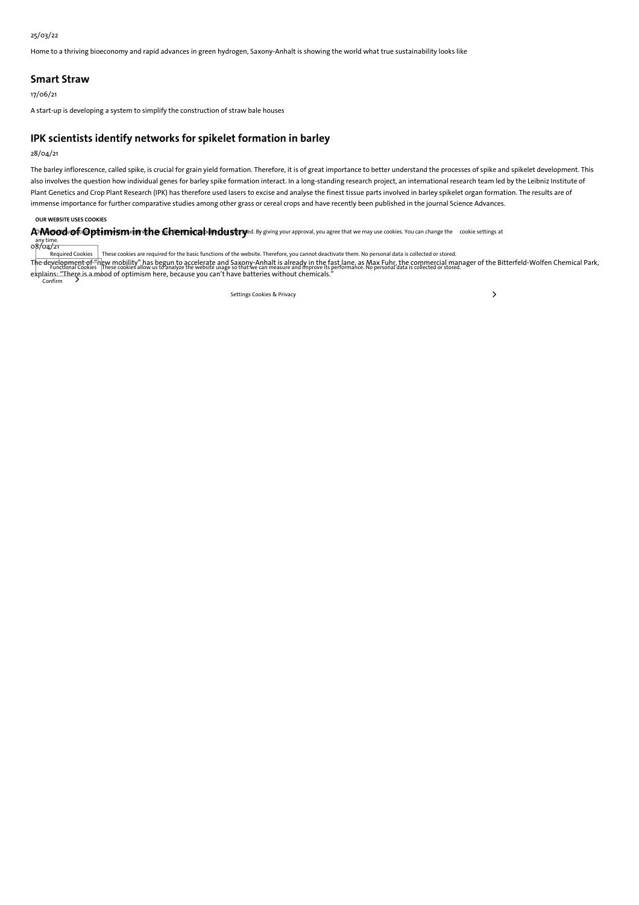25/03/22

Home to a thriving bioeconomy and rapid advances in green hydrogen, Saxony-Anhalt is showing the world what true sustainability looks like

## Smart Straw

17/06/21

A start-up is developing a system to simplify the construction of straw bale houses

## IPK scientists identify networks for spikelet formation in barley

28/04/21

The barley inflorescence, called spike, is crucial for grain yield formation. Therefore, it is of great importance to better understand the processes of spike and spikelet development. This also involves the question how individual genes for barley spike formation interact. In a long-standing research project, an international research team led by the Leibniz Institute of Plant Genetics and Crop Plant Research (IPK) has therefore used lasers to excise and analyse the finest tissue parts involved in barley spikelet organ formation. The results are of immense importance for further comparative studies among other grass or cereal crops and have recently been published in the journal Science Advances.

## A Mood of Optimism in the Chemical Industry

08/04/21

The development of "new mobility" has begun to accelerate and Saxony-Anhalt is already in the fast lane, as Max Fuhr, the commercial manager of the Bitterfeld-Wolfen Chemical Park, explains: "There is a mood of optimism here, because you can't have batteries without chemicals."

**OUR WEBSITE USES COOKIES**

By giving your approval, you agree that we may use cookies. You can change the cookie settings at any time.

Required Cookies — These cookies are required for the basic functions of the website. Therefore, you cannot deactivate them. No personal data is collected or stored.

Functional Cookies — These cookies allow us to analyze the website usage so that we can measure and improve its performance. No personal data is collected or stored.

Confirm

Settings Cookies & Privacy